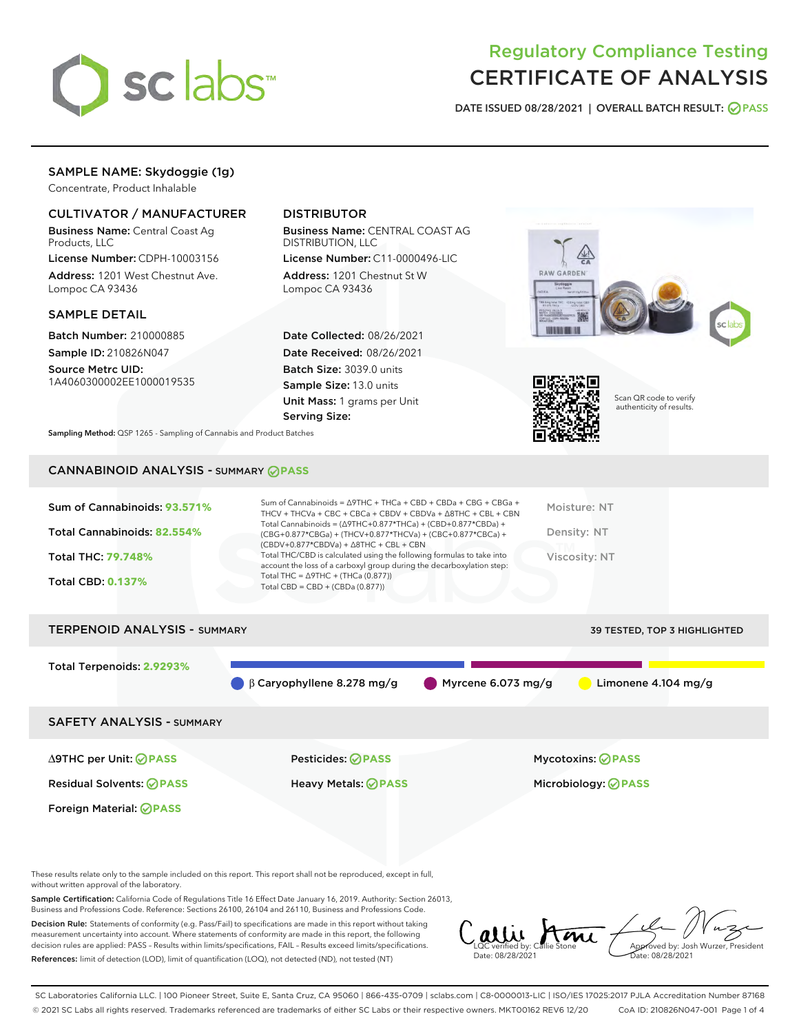# Regulatory Compliance Testing
# CERTIFICATE OF ANALYSIS

DATE ISSUED 08/28/2021 | OVERALL BATCH RESULT: PASS

## SAMPLE NAME: Skydoggie (1g)

Concentrate, Product Inhalable

### CULTIVATOR / MANUFACTURER

**Business Name:** Central Coast Ag Products, LLC

**License Number:** CDPH-10003156

**Address:** 1201 West Chestnut Ave. Lompoc CA 93436

### DISTRIBUTOR

**Business Name:** CENTRAL COAST AG DISTRIBUTION, LLC

**License Number:** C11-0000496-LIC

**Address:** 1201 Chestnut St W Lompoc CA 93436

### SAMPLE DETAIL

**Batch Number:** 210000885

**Sample ID:** 210826N047

**Source Metrc UID:** 1A4060300002EE1000019535

**Date Collected:** 08/26/2021

**Date Received:** 08/26/2021

**Batch Size:** 3039.0 units

**Sample Size:** 13.0 units

**Unit Mass:** 1 grams per Unit

**Serving Size:**

**Sampling Method:** QSP 1265 - Sampling of Cannabis and Product Batches

Scan QR code to verify authenticity of results.

## CANNABINOID ANALYSIS - SUMMARY PASS

**Sum of Cannabinoids:** 93.571%

**Total Cannabinoids:** 82.554%

**Total THC:** 79.748%

**Total CBD:** 0.137%

Sum of Cannabinoids = Δ9THC + THCa + CBD + CBDa + CBG + CBGa + THCV + THCVa + CBC + CBCa + CBDV + CBDVa + Δ8THC + CBL + CBN

Total Cannabinoids = (Δ9THC+0.877*THCa) + (CBD+0.877*CBDa) + (CBG+0.877*CBGa) + (THCV+0.877*THCVa) + (CBC+0.877*CBCa) + (CBDV+0.877*CBDVa) + Δ8THC + CBL + CBN

Total THC/CBD is calculated using the following formulas to take into account the loss of a carboxyl group during the decarboxylation step:
Total THC = Δ9THC + (THCa (0.877))
Total CBD = CBD + (CBDa (0.877))

Moisture: NT

Density: NT

Viscosity: NT

## TERPENOID ANALYSIS - SUMMARY

39 TESTED, TOP 3 HIGHLIGHTED

**Total Terpenoids:** 2.9293%

β Caryophyllene 8.278 mg/g | Myrcene 6.073 mg/g | Limonene 4.104 mg/g

## SAFETY ANALYSIS - SUMMARY

Δ9THC per Unit: PASS

Pesticides: PASS

Mycotoxins: PASS

Residual Solvents: PASS

Heavy Metals: PASS

Microbiology: PASS

Foreign Material: PASS

These results relate only to the sample included on this report. This report shall not be reproduced, except in full, without written approval of the laboratory.

**Sample Certification:** California Code of Regulations Title 16 Effect Date January 16, 2019. Authority: Section 26013, Business and Professions Code. Reference: Sections 26100, 26104 and 26110, Business and Professions Code.

**Decision Rule:** Statements of conformity (e.g. Pass/Fail) to specifications are made in this report without taking measurement uncertainty into account. Where statements of conformity are made in this report, the following decision rules are applied: PASS – Results within limits/specifications, FAIL – Results exceed limits/specifications.

**References:** limit of detection (LOD), limit of quantification (LOQ), not detected (ND), not tested (NT)

LQC verified by: Callie Stone
Date: 08/28/2021

Approved by: Josh Wurzer, President
Date: 08/28/2021

SC Laboratories California LLC. | 100 Pioneer Street, Suite E, Santa Cruz, CA 95060 | 866-435-0709 | sclabs.com | C8-0000013-LIC | ISO/IES 17025:2017 PJLA Accreditation Number 87168
© 2021 SC Labs all rights reserved. Trademarks referenced are trademarks of either SC Labs or their respective owners. MKT00162 REV6 12/20 CoA ID: 210826N047-001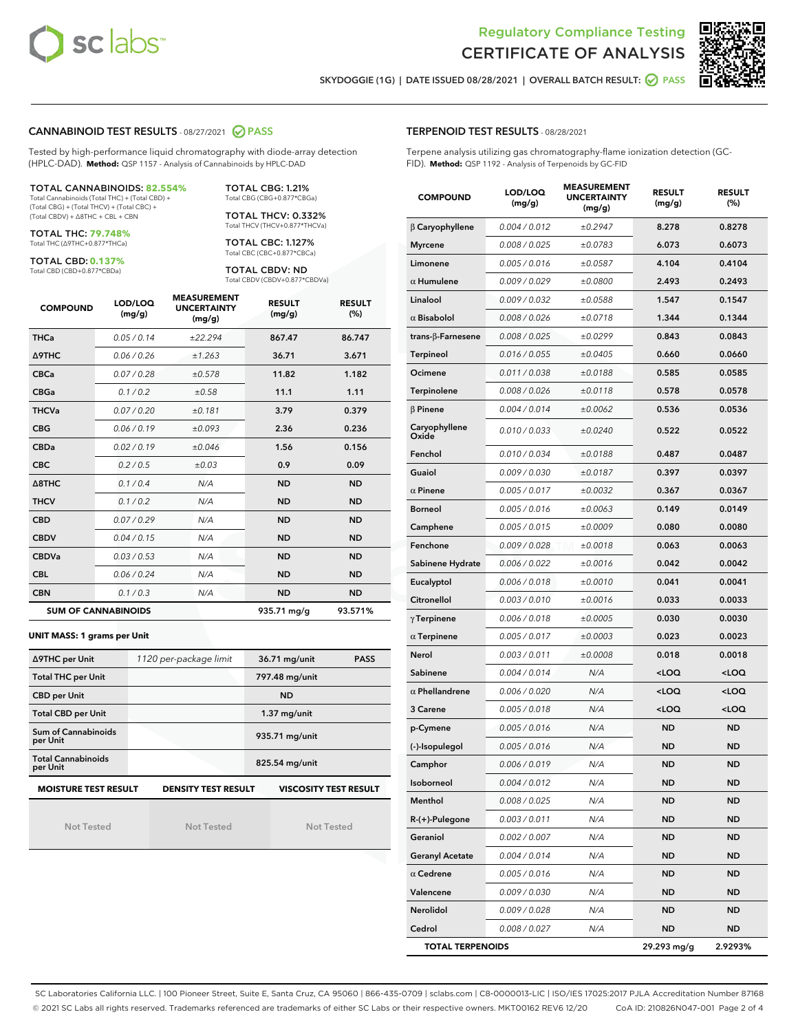# Regulatory Compliance Testing
# CERTIFICATE OF ANALYSIS

SKYDOGGIE (1G) | DATE ISSUED 08/28/2021 | OVERALL BATCH RESULT: PASS

## CANNABINOID TEST RESULTS - 08/27/2021 PASS

Tested by high-performance liquid chromatography with diode-array detection (HPLC-DAD). **Method:** QSP 1157 - Analysis of Cannabinoids by HPLC-DAD

**TOTAL CANNABINOIDS: 82.554%**
Total Cannabinoids (Total THC) + (Total CBD) + (Total CBG) + (Total THCV) + (Total CBC) + (Total CBDV) + Δ8THC + CBL + CBN

**TOTAL THC: 79.748%**
Total THC (Δ9THC+0.877*THCa)

**TOTAL CBD: 0.137%**
Total CBD (CBD+0.877*CBDa)

**TOTAL CBG: 1.21%**
Total CBG (CBG+0.877*CBGa)

**TOTAL THCV: 0.332%**
Total THCV (THCV+0.877*THCVa)

**TOTAL CBC: 1.127%**
Total CBC (CBC+0.877*CBCa)

**TOTAL CBDV: ND**
Total CBDV (CBDV+0.877*CBDVa)

| COMPOUND | LOD/LOQ (mg/g) | MEASUREMENT UNCERTAINTY (mg/g) | RESULT (mg/g) | RESULT (%) |
|---|---|---|---|---|
| THCa | 0.05 / 0.14 | ±22.294 | 867.47 | 86.747 |
| Δ9THC | 0.06 / 0.26 | ±1.263 | 36.71 | 3.671 |
| CBCa | 0.07 / 0.28 | ±0.578 | 11.82 | 1.182 |
| CBGa | 0.1 / 0.2 | ±0.58 | 11.1 | 1.11 |
| THCVa | 0.07 / 0.20 | ±0.181 | 3.79 | 0.379 |
| CBG | 0.06 / 0.19 | ±0.093 | 2.36 | 0.236 |
| CBDa | 0.02 / 0.19 | ±0.046 | 1.56 | 0.156 |
| CBC | 0.2 / 0.5 | ±0.03 | 0.9 | 0.09 |
| Δ8THC | 0.1 / 0.4 | N/A | ND | ND |
| THCV | 0.1 / 0.2 | N/A | ND | ND |
| CBD | 0.07 / 0.29 | N/A | ND | ND |
| CBDV | 0.04 / 0.15 | N/A | ND | ND |
| CBDVa | 0.03 / 0.53 | N/A | ND | ND |
| CBL | 0.06 / 0.24 | N/A | ND | ND |
| CBN | 0.1 / 0.3 | N/A | ND | ND |
| **SUM OF CANNABINOIDS** | | | **935.71 mg/g** | **93.571%** |

**UNIT MASS: 1 grams per Unit**

| | | | |
|---|---|---|---|
| Δ9THC per Unit | 1120 per-package limit | 36.71 mg/unit | PASS |
| Total THC per Unit | | 797.48 mg/unit | |
| CBD per Unit | | ND | |
| Total CBD per Unit | | 1.37 mg/unit | |
| Sum of Cannabinoids per Unit | | 935.71 mg/unit | |
| Total Cannabinoids per Unit | | 825.54 mg/unit | |

| MOISTURE TEST RESULT | DENSITY TEST RESULT | VISCOSITY TEST RESULT |
|---|---|---|
| Not Tested | Not Tested | Not Tested |

## TERPENOID TEST RESULTS - 08/28/2021

Terpene analysis utilizing gas chromatography-flame ionization detection (GC-FID). **Method:** QSP 1192 - Analysis of Terpenoids by GC-FID

| COMPOUND | LOD/LOQ (mg/g) | MEASUREMENT UNCERTAINTY (mg/g) | RESULT (mg/g) | RESULT (%) |
|---|---|---|---|---|
| β Caryophyllene | 0.004 / 0.012 | ±0.2947 | 8.278 | 0.8278 |
| Myrcene | 0.008 / 0.025 | ±0.0783 | 6.073 | 0.6073 |
| Limonene | 0.005 / 0.016 | ±0.0587 | 4.104 | 0.4104 |
| α Humulene | 0.009 / 0.029 | ±0.0800 | 2.493 | 0.2493 |
| Linalool | 0.009 / 0.032 | ±0.0588 | 1.547 | 0.1547 |
| α Bisabolol | 0.008 / 0.026 | ±0.0718 | 1.344 | 0.1344 |
| trans-β-Farnesene | 0.008 / 0.025 | ±0.0299 | 0.843 | 0.0843 |
| Terpineol | 0.016 / 0.055 | ±0.0405 | 0.660 | 0.0660 |
| Ocimene | 0.011 / 0.038 | ±0.0188 | 0.585 | 0.0585 |
| Terpinolene | 0.008 / 0.026 | ±0.0118 | 0.578 | 0.0578 |
| β Pinene | 0.004 / 0.014 | ±0.0062 | 0.536 | 0.0536 |
| Caryophyllene Oxide | 0.010 / 0.033 | ±0.0240 | 0.522 | 0.0522 |
| Fenchol | 0.010 / 0.034 | ±0.0188 | 0.487 | 0.0487 |
| Guaiol | 0.009 / 0.030 | ±0.0187 | 0.397 | 0.0397 |
| α Pinene | 0.005 / 0.017 | ±0.0032 | 0.367 | 0.0367 |
| Borneol | 0.005 / 0.016 | ±0.0063 | 0.149 | 0.0149 |
| Camphene | 0.005 / 0.015 | ±0.0009 | 0.080 | 0.0080 |
| Fenchone | 0.009 / 0.028 | ±0.0018 | 0.063 | 0.0063 |
| Sabinene Hydrate | 0.006 / 0.022 | ±0.0016 | 0.042 | 0.0042 |
| Eucalyptol | 0.006 / 0.018 | ±0.0010 | 0.041 | 0.0041 |
| Citronellol | 0.003 / 0.010 | ±0.0016 | 0.033 | 0.0033 |
| γ Terpinene | 0.006 / 0.018 | ±0.0005 | 0.030 | 0.0030 |
| α Terpinene | 0.005 / 0.017 | ±0.0003 | 0.023 | 0.0023 |
| Nerol | 0.003 / 0.011 | ±0.0008 | 0.018 | 0.0018 |
| Sabinene | 0.004 / 0.014 | N/A | <LOQ | <LOQ |
| α Phellandrene | 0.006 / 0.020 | N/A | <LOQ | <LOQ |
| 3 Carene | 0.005 / 0.018 | N/A | <LOQ | <LOQ |
| p-Cymene | 0.005 / 0.016 | N/A | ND | ND |
| (-)-Isopulegol | 0.005 / 0.016 | N/A | ND | ND |
| Camphor | 0.006 / 0.019 | N/A | ND | ND |
| Isoborneol | 0.004 / 0.012 | N/A | ND | ND |
| Menthol | 0.008 / 0.025 | N/A | ND | ND |
| R-(+)-Pulegone | 0.003 / 0.011 | N/A | ND | ND |
| Geraniol | 0.002 / 0.007 | N/A | ND | ND |
| Geranyl Acetate | 0.004 / 0.014 | N/A | ND | ND |
| α Cedrene | 0.005 / 0.016 | N/A | ND | ND |
| Valencene | 0.009 / 0.030 | N/A | ND | ND |
| Nerolidol | 0.009 / 0.028 | N/A | ND | ND |
| Cedrol | 0.008 / 0.027 | N/A | ND | ND |
| **TOTAL TERPENOIDS** | | | **29.293 mg/g** | **2.9293%** |

SC Laboratories California LLC. | 100 Pioneer Street, Suite E, Santa Cruz, CA 95060 | 866-435-0709 | sclabs.com | C8-0000013-LIC | ISO/IES 17025:2017 PJLA Accreditation Number 87168
© 2021 SC Labs all rights reserved. Trademarks referenced are trademarks of either SC Labs or their respective owners. MKT00162 REV6 12/20 CoA ID: 210826N047-001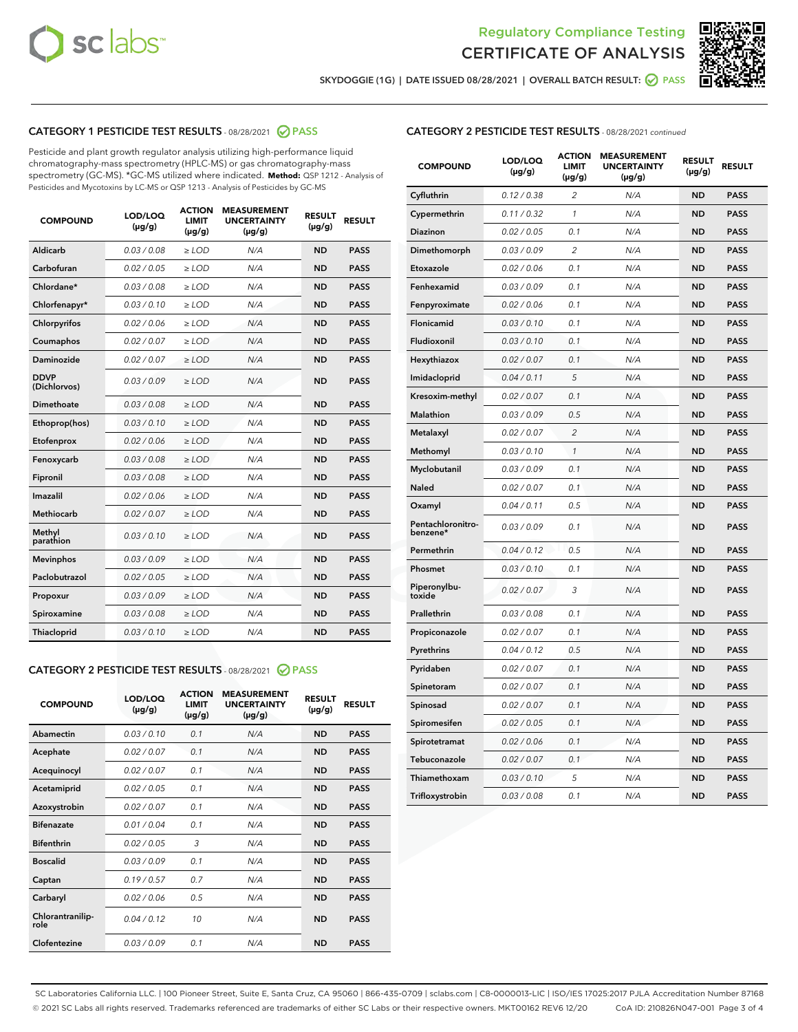Regulatory Compliance Testing
CERTIFICATE OF ANALYSIS

SKYDOGGIE (1G) | DATE ISSUED 08/28/2021 | OVERALL BATCH RESULT: PASS

## CATEGORY 1 PESTICIDE TEST RESULTS - 08/28/2021 PASS

Pesticide and plant growth regulator analysis utilizing high-performance liquid chromatography-mass spectrometry (HPLC-MS) or gas chromatography-mass spectrometry (GC-MS). *GC-MS utilized where indicated. **Method:** QSP 1212 - Analysis of Pesticides and Mycotoxins by LC-MS or QSP 1213 - Analysis of Pesticides by GC-MS

| COMPOUND | LOD/LOQ (µg/g) | ACTION LIMIT (µg/g) | MEASUREMENT UNCERTAINTY (µg/g) | RESULT (µg/g) | RESULT |
|---|---|---|---|---|---|
| Aldicarb | 0.03 / 0.08 | ≥ LOD | N/A | ND | PASS |
| Carbofuran | 0.02 / 0.05 | ≥ LOD | N/A | ND | PASS |
| Chlordane* | 0.03 / 0.08 | ≥ LOD | N/A | ND | PASS |
| Chlorfenapyr* | 0.03 / 0.10 | ≥ LOD | N/A | ND | PASS |
| Chlorpyrifos | 0.02 / 0.06 | ≥ LOD | N/A | ND | PASS |
| Coumaphos | 0.02 / 0.07 | ≥ LOD | N/A | ND | PASS |
| Daminozide | 0.02 / 0.07 | ≥ LOD | N/A | ND | PASS |
| DDVP (Dichlorvos) | 0.03 / 0.09 | ≥ LOD | N/A | ND | PASS |
| Dimethoate | 0.03 / 0.08 | ≥ LOD | N/A | ND | PASS |
| Ethoprop(hos) | 0.03 / 0.10 | ≥ LOD | N/A | ND | PASS |
| Etofenprox | 0.02 / 0.06 | ≥ LOD | N/A | ND | PASS |
| Fenoxycarb | 0.03 / 0.08 | ≥ LOD | N/A | ND | PASS |
| Fipronil | 0.03 / 0.08 | ≥ LOD | N/A | ND | PASS |
| Imazalil | 0.02 / 0.06 | ≥ LOD | N/A | ND | PASS |
| Methiocarb | 0.02 / 0.07 | ≥ LOD | N/A | ND | PASS |
| Methyl parathion | 0.03 / 0.10 | ≥ LOD | N/A | ND | PASS |
| Mevinphos | 0.03 / 0.09 | ≥ LOD | N/A | ND | PASS |
| Paclobutrazol | 0.02 / 0.05 | ≥ LOD | N/A | ND | PASS |
| Propoxur | 0.03 / 0.09 | ≥ LOD | N/A | ND | PASS |
| Spiroxamine | 0.03 / 0.08 | ≥ LOD | N/A | ND | PASS |
| Thiacloprid | 0.03 / 0.10 | ≥ LOD | N/A | ND | PASS |

## CATEGORY 2 PESTICIDE TEST RESULTS - 08/28/2021 PASS

| COMPOUND | LOD/LOQ (µg/g) | ACTION LIMIT (µg/g) | MEASUREMENT UNCERTAINTY (µg/g) | RESULT (µg/g) | RESULT |
|---|---|---|---|---|---|
| Abamectin | 0.03 / 0.10 | 0.1 | N/A | ND | PASS |
| Acephate | 0.02 / 0.07 | 0.1 | N/A | ND | PASS |
| Acequinocyl | 0.02 / 0.07 | 0.1 | N/A | ND | PASS |
| Acetamiprid | 0.02 / 0.05 | 0.1 | N/A | ND | PASS |
| Azoxystrobin | 0.02 / 0.07 | 0.1 | N/A | ND | PASS |
| Bifenazate | 0.01 / 0.04 | 0.1 | N/A | ND | PASS |
| Bifenthrin | 0.02 / 0.05 | 3 | N/A | ND | PASS |
| Boscalid | 0.03 / 0.09 | 0.1 | N/A | ND | PASS |
| Captan | 0.19 / 0.57 | 0.7 | N/A | ND | PASS |
| Carbaryl | 0.02 / 0.06 | 0.5 | N/A | ND | PASS |
| Chlorantraniliprole | 0.04 / 0.12 | 10 | N/A | ND | PASS |
| Clofentezine | 0.03 / 0.09 | 0.1 | N/A | ND | PASS |
| Cyfluthrin | 0.12 / 0.38 | 2 | N/A | ND | PASS |
| Cypermethrin | 0.11 / 0.32 | 1 | N/A | ND | PASS |
| Diazinon | 0.02 / 0.05 | 0.1 | N/A | ND | PASS |
| Dimethomorph | 0.03 / 0.09 | 2 | N/A | ND | PASS |
| Etoxazole | 0.02 / 0.06 | 0.1 | N/A | ND | PASS |
| Fenhexamid | 0.03 / 0.09 | 0.1 | N/A | ND | PASS |
| Fenpyroximate | 0.02 / 0.06 | 0.1 | N/A | ND | PASS |
| Flonicamid | 0.03 / 0.10 | 0.1 | N/A | ND | PASS |
| Fludioxonil | 0.03 / 0.10 | 0.1 | N/A | ND | PASS |
| Hexythiazox | 0.02 / 0.07 | 0.1 | N/A | ND | PASS |
| Imidacloprid | 0.04 / 0.11 | 5 | N/A | ND | PASS |
| Kresoxim-methyl | 0.02 / 0.07 | 0.1 | N/A | ND | PASS |
| Malathion | 0.03 / 0.09 | 0.5 | N/A | ND | PASS |
| Metalaxyl | 0.02 / 0.07 | 2 | N/A | ND | PASS |
| Methomyl | 0.03 / 0.10 | 1 | N/A | ND | PASS |
| Myclobutanil | 0.03 / 0.09 | 0.1 | N/A | ND | PASS |
| Naled | 0.02 / 0.07 | 0.1 | N/A | ND | PASS |
| Oxamyl | 0.04 / 0.11 | 0.5 | N/A | ND | PASS |
| Pentachloronitrobenzene* | 0.03 / 0.09 | 0.1 | N/A | ND | PASS |
| Permethrin | 0.04 / 0.12 | 0.5 | N/A | ND | PASS |
| Phosmet | 0.03 / 0.10 | 0.1 | N/A | ND | PASS |
| Piperonylbutoxide | 0.02 / 0.07 | 3 | N/A | ND | PASS |
| Prallethrin | 0.03 / 0.08 | 0.1 | N/A | ND | PASS |
| Propiconazole | 0.02 / 0.07 | 0.1 | N/A | ND | PASS |
| Pyrethrins | 0.04 / 0.12 | 0.5 | N/A | ND | PASS |
| Pyridaben | 0.02 / 0.07 | 0.1 | N/A | ND | PASS |
| Spinetoram | 0.02 / 0.07 | 0.1 | N/A | ND | PASS |
| Spinosad | 0.02 / 0.07 | 0.1 | N/A | ND | PASS |
| Spiromesifen | 0.02 / 0.05 | 0.1 | N/A | ND | PASS |
| Spirotetramat | 0.02 / 0.06 | 0.1 | N/A | ND | PASS |
| Tebuconazole | 0.02 / 0.07 | 0.1 | N/A | ND | PASS |
| Thiamethoxam | 0.03 / 0.10 | 5 | N/A | ND | PASS |
| Trifloxystrobin | 0.03 / 0.08 | 0.1 | N/A | ND | PASS |

SC Laboratories California LLC. | 100 Pioneer Street, Suite E, Santa Cruz, CA 95060 | 866-435-0709 | sclabs.com | C8-0000013-LIC | ISO/IES 17025:2017 PJLA Accreditation Number 87168
© 2021 SC Labs all rights reserved. Trademarks referenced are trademarks of either SC Labs or their respective owners. MKT00162 REV6 12/20 CoA ID: 210826N047-001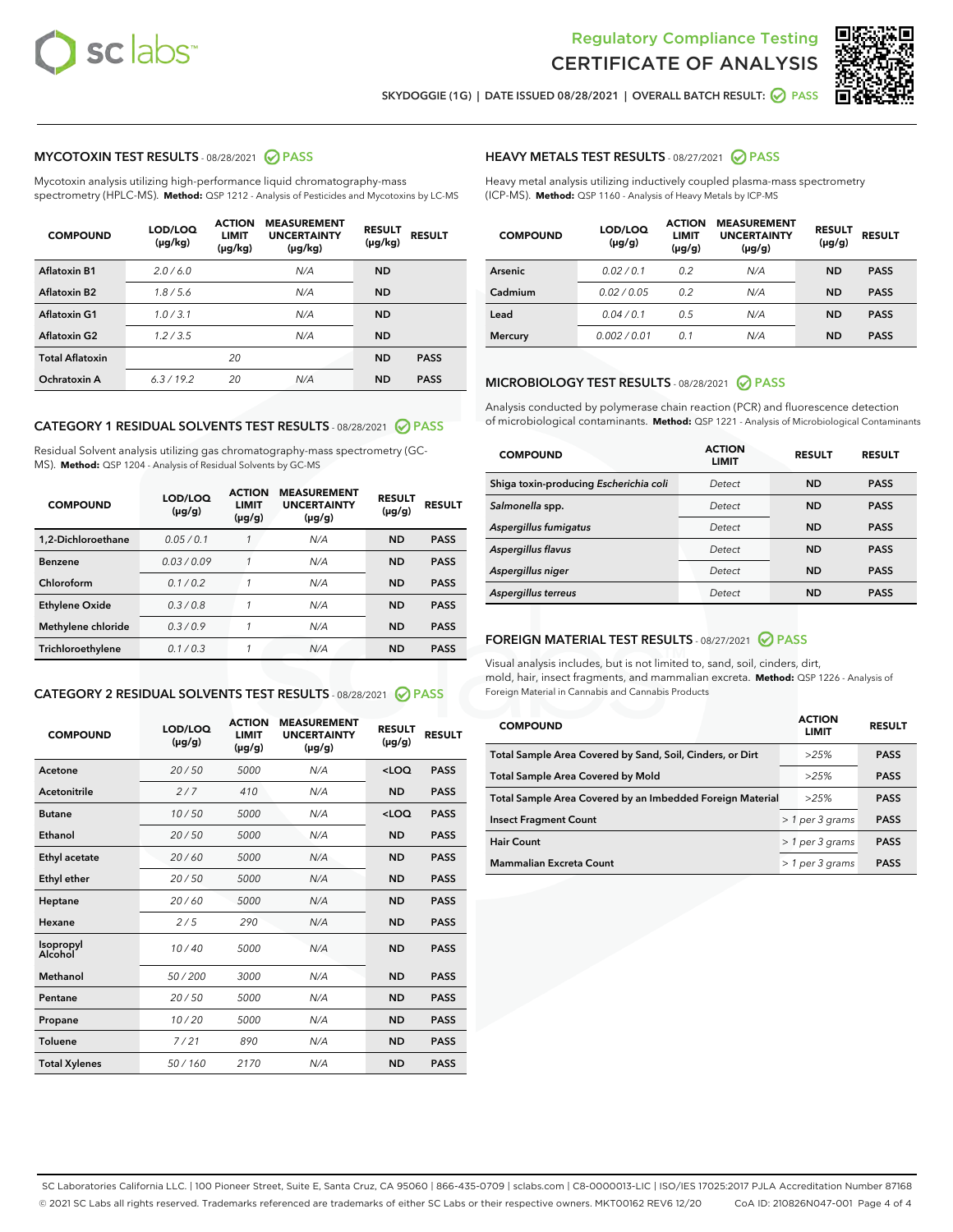Regulatory Compliance Testing
# CERTIFICATE OF ANALYSIS

SKYDOGGIE (1G) | DATE ISSUED 08/28/2021 | OVERALL BATCH RESULT: PASS

## MYCOTOXIN TEST RESULTS - 08/28/2021 PASS

Mycotoxin analysis utilizing high-performance liquid chromatography-mass spectrometry (HPLC-MS). **Method:** QSP 1212 - Analysis of Pesticides and Mycotoxins by LC-MS

| COMPOUND | LOD/LOQ (µg/kg) | ACTION LIMIT (µg/kg) | MEASUREMENT UNCERTAINTY (µg/kg) | RESULT (µg/kg) | RESULT |
|---|---|---|---|---|---|
| Aflatoxin B1 | 2.0 / 6.0 | | N/A | ND | |
| Aflatoxin B2 | 1.8 / 5.6 | | N/A | ND | |
| Aflatoxin G1 | 1.0 / 3.1 | | N/A | ND | |
| Aflatoxin G2 | 1.2 / 3.5 | | N/A | ND | |
| Total Aflatoxin | | 20 | | ND | PASS |
| Ochratoxin A | 6.3 / 19.2 | 20 | N/A | ND | PASS |

## CATEGORY 1 RESIDUAL SOLVENTS TEST RESULTS - 08/28/2021 PASS

Residual Solvent analysis utilizing gas chromatography-mass spectrometry (GC-MS). **Method:** QSP 1204 - Analysis of Residual Solvents by GC-MS

| COMPOUND | LOD/LOQ (µg/g) | ACTION LIMIT (µg/g) | MEASUREMENT UNCERTAINTY (µg/g) | RESULT (µg/g) | RESULT |
|---|---|---|---|---|---|
| 1,2-Dichloroethane | 0.05 / 0.1 | 1 | N/A | ND | PASS |
| Benzene | 0.03 / 0.09 | 1 | N/A | ND | PASS |
| Chloroform | 0.1 / 0.2 | 1 | N/A | ND | PASS |
| Ethylene Oxide | 0.3 / 0.8 | 1 | N/A | ND | PASS |
| Methylene chloride | 0.3 / 0.9 | 1 | N/A | ND | PASS |
| Trichloroethylene | 0.1 / 0.3 | 1 | N/A | ND | PASS |

## CATEGORY 2 RESIDUAL SOLVENTS TEST RESULTS - 08/28/2021 PASS

| COMPOUND | LOD/LOQ (µg/g) | ACTION LIMIT (µg/g) | MEASUREMENT UNCERTAINTY (µg/g) | RESULT (µg/g) | RESULT |
|---|---|---|---|---|---|
| Acetone | 20 / 50 | 5000 | N/A | <LOQ | PASS |
| Acetonitrile | 2 / 7 | 410 | N/A | ND | PASS |
| Butane | 10 / 50 | 5000 | N/A | <LOQ | PASS |
| Ethanol | 20 / 50 | 5000 | N/A | ND | PASS |
| Ethyl acetate | 20 / 60 | 5000 | N/A | ND | PASS |
| Ethyl ether | 20 / 50 | 5000 | N/A | ND | PASS |
| Heptane | 20 / 60 | 5000 | N/A | ND | PASS |
| Hexane | 2 / 5 | 290 | N/A | ND | PASS |
| Isopropyl Alcohol | 10 / 40 | 5000 | N/A | ND | PASS |
| Methanol | 50 / 200 | 3000 | N/A | ND | PASS |
| Pentane | 20 / 50 | 5000 | N/A | ND | PASS |
| Propane | 10 / 20 | 5000 | N/A | ND | PASS |
| Toluene | 7 / 21 | 890 | N/A | ND | PASS |
| Total Xylenes | 50 / 160 | 2170 | N/A | ND | PASS |

## HEAVY METALS TEST RESULTS - 08/27/2021 PASS

Heavy metal analysis utilizing inductively coupled plasma-mass spectrometry (ICP-MS). **Method:** QSP 1160 - Analysis of Heavy Metals by ICP-MS

| COMPOUND | LOD/LOQ (µg/g) | ACTION LIMIT (µg/g) | MEASUREMENT UNCERTAINTY (µg/g) | RESULT (µg/g) | RESULT |
|---|---|---|---|---|---|
| Arsenic | 0.02 / 0.1 | 0.2 | N/A | ND | PASS |
| Cadmium | 0.02 / 0.05 | 0.2 | N/A | ND | PASS |
| Lead | 0.04 / 0.1 | 0.5 | N/A | ND | PASS |
| Mercury | 0.002 / 0.01 | 0.1 | N/A | ND | PASS |

## MICROBIOLOGY TEST RESULTS - 08/28/2021 PASS

Analysis conducted by polymerase chain reaction (PCR) and fluorescence detection of microbiological contaminants. **Method:** QSP 1221 - Analysis of Microbiological Contaminants

| COMPOUND | ACTION LIMIT | RESULT | RESULT |
|---|---|---|---|
| Shiga toxin-producing *Escherichia coli* | Detect | ND | PASS |
| *Salmonella* spp. | Detect | ND | PASS |
| *Aspergillus fumigatus* | Detect | ND | PASS |
| *Aspergillus flavus* | Detect | ND | PASS |
| *Aspergillus niger* | Detect | ND | PASS |
| *Aspergillus terreus* | Detect | ND | PASS |

## FOREIGN MATERIAL TEST RESULTS - 08/27/2021 PASS

Visual analysis includes, but is not limited to, sand, soil, cinders, dirt, mold, hair, insect fragments, and mammalian excreta. **Method:** QSP 1226 - Analysis of Foreign Material in Cannabis and Cannabis Products

| COMPOUND | ACTION LIMIT | RESULT |
|---|---|---|
| Total Sample Area Covered by Sand, Soil, Cinders, or Dirt | >25% | PASS |
| Total Sample Area Covered by Mold | >25% | PASS |
| Total Sample Area Covered by an Imbedded Foreign Material | >25% | PASS |
| Insect Fragment Count | > 1 per 3 grams | PASS |
| Hair Count | > 1 per 3 grams | PASS |
| Mammalian Excreta Count | > 1 per 3 grams | PASS |

SC Laboratories California LLC. | 100 Pioneer Street, Suite E, Santa Cruz, CA 95060 | 866-435-0709 | sclabs.com | C8-0000013-LIC | ISO/IES 17025:2017 PJLA Accreditation Number 87168
© 2021 SC Labs all rights reserved. Trademarks referenced are trademarks of either SC Labs or their respective owners. MKT00162 REV6 12/20 CoA ID: 210826N047-001